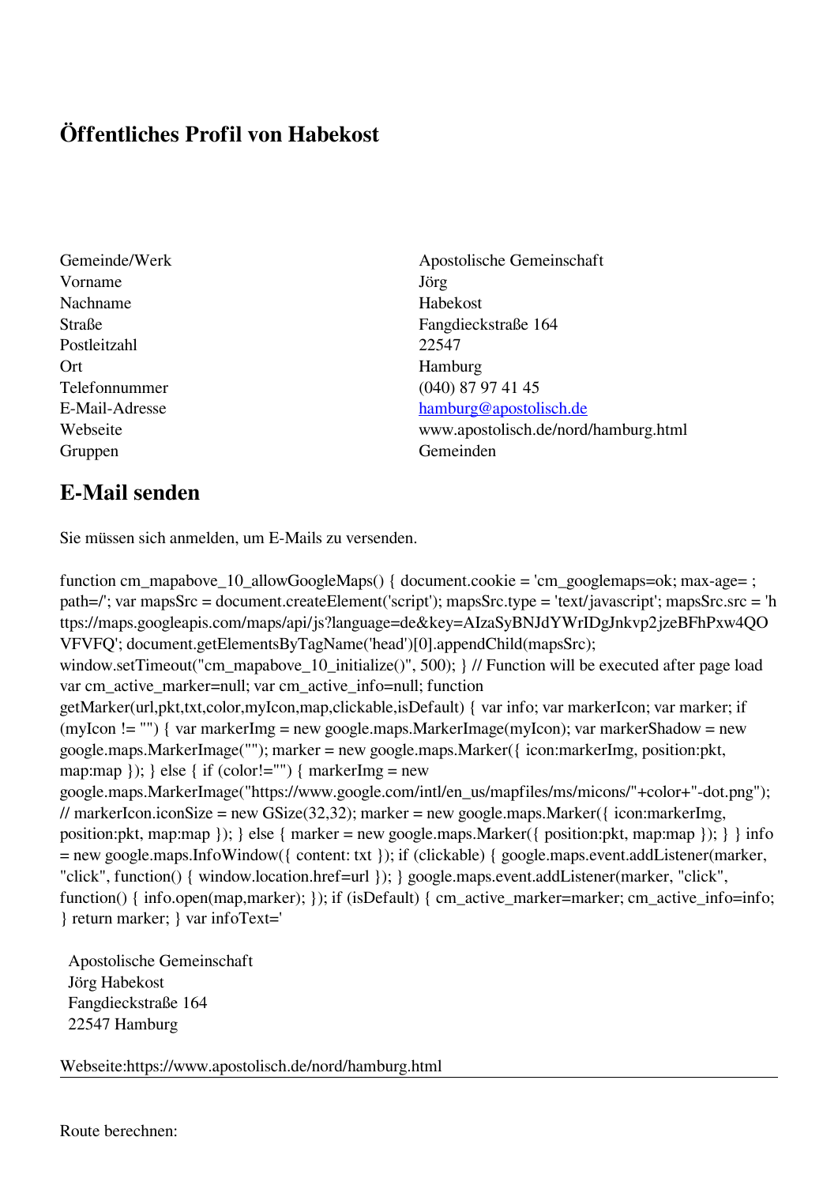# Öffentliches Profil von Habekost

| | |
|---|---|
| Gemeinde/Werk | Apostolische Gemeinschaft |
| Vorname | Jörg |
| Nachname | Habekost |
| Straße | Fangdieckstraße 164 |
| Postleitzahl | 22547 |
| Ort | Hamburg |
| Telefonnummer | (040) 87 97 41 45 |
| E-Mail-Adresse | hamburg@apostolisch.de |
| Webseite | www.apostolisch.de/nord/hamburg.html |
| Gruppen | Gemeinden |

## E-Mail senden

Sie müssen sich anmelden, um E-Mails zu versenden.

function cm_mapabove_10_allowGoogleMaps() { document.cookie = 'cm_googlemaps=ok; max-age= ; path=/'; var mapsSrc = document.createElement('script'); mapsSrc.type = 'text/javascript'; mapsSrc.src = 'https://maps.googleapis.com/maps/api/js?language=de&key=AIzaSyBNJdYWrIDgJnkvp2jzeBFhPxw4QOVFVFQ'; document.getElementsByTagName('head')[0].appendChild(mapsSrc); window.setTimeout("cm_mapabove_10_initialize()", 500); } // Function will be executed after page load var cm_active_marker=null; var cm_active_info=null; function getMarker(url,pkt,txt,color,myIcon,map,clickable,isDefault) { var info; var markerIcon; var marker; if (myIcon != "") { var markerImg = new google.maps.MarkerImage(myIcon); var markerShadow = new google.maps.MarkerImage(""); marker = new google.maps.Marker({ icon:markerImg, position:pkt, map:map }); } else { if (color!="") { markerImg = new google.maps.MarkerImage("https://www.google.com/intl/en_us/mapfiles/ms/micons/"+color+"-dot.png"); // markerIcon.iconSize = new GSize(32,32); marker = new google.maps.Marker({ icon:markerImg, position:pkt, map:map }); } else { marker = new google.maps.Marker({ position:pkt, map:map }); } } info = new google.maps.InfoWindow({ content: txt }); if (clickable) { google.maps.event.addListener(marker, "click", function() { window.location.href=url }); } google.maps.event.addListener(marker, "click", function() { info.open(map,marker); }); if (isDefault) { cm_active_marker=marker; cm_active_info=info; } return marker; } var infoText='

Apostolische Gemeinschaft
Jörg Habekost
Fangdieckstraße 164
22547 Hamburg

Webseite:https://www.apostolisch.de/nord/hamburg.html

---

Route berechnen: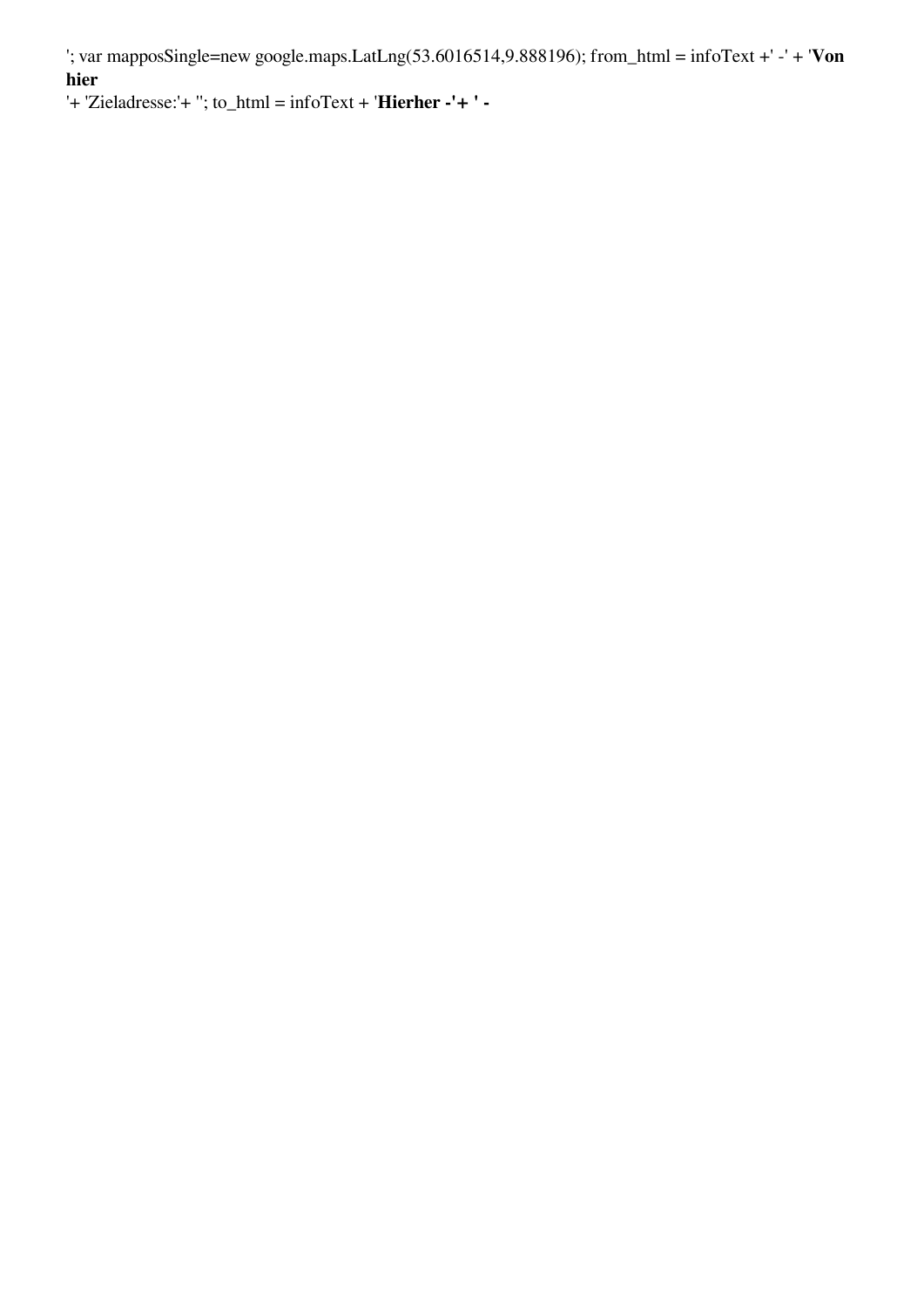'; var mapposSingle=new google.maps.LatLng(53.6016514,9.888196); from_html = infoText +' -' + '**Von hier**

'+ 'Zieladresse:'+ ''; to_html = infoText + '**Hierher -'+ ' -**